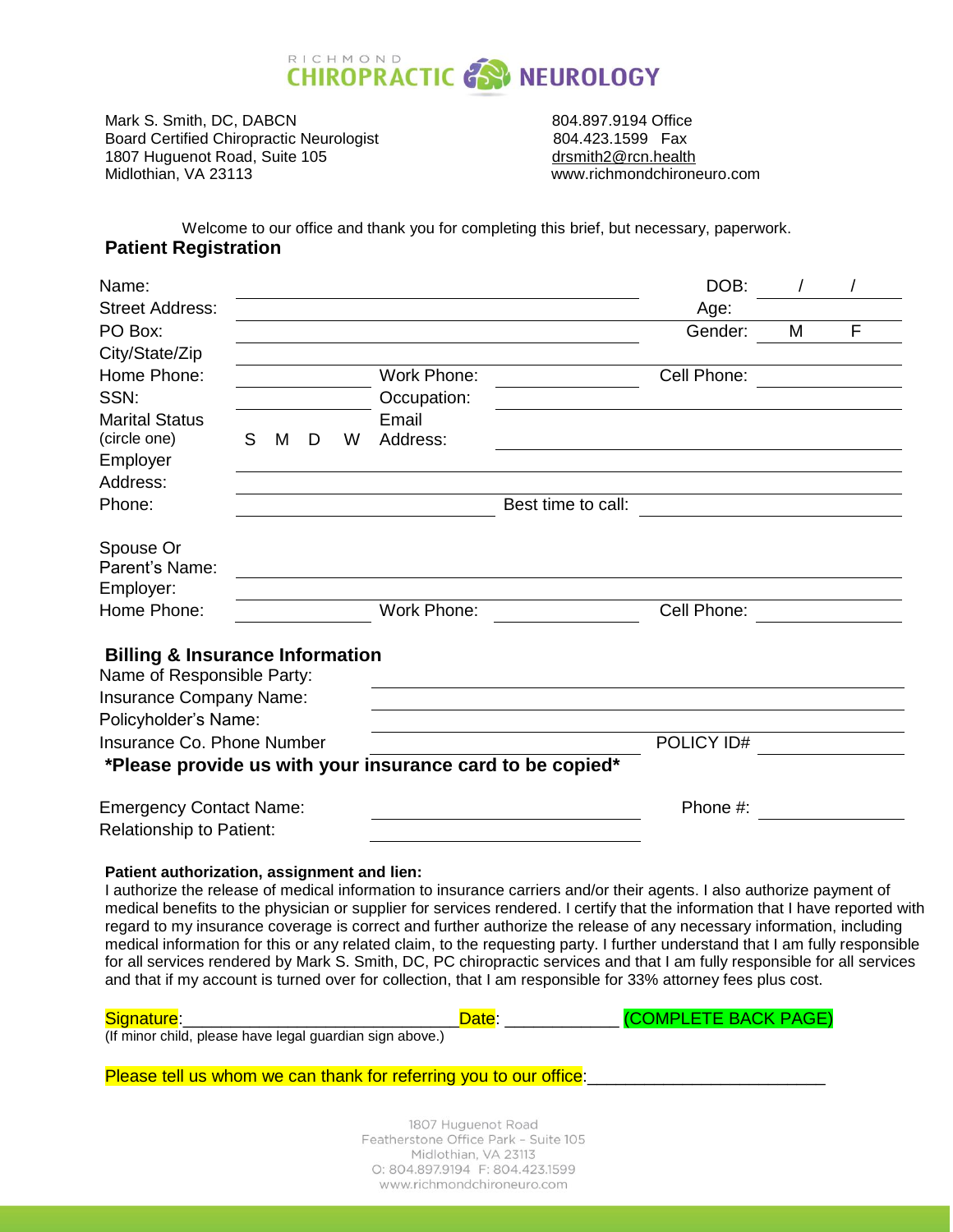RICHMOND CHIROPRACTIC NEUROLOGY

Mark S. Smith, DC, DABCN
Board Certified Chiropractic Neurologist
1807 Huguenot Road, Suite 105
Midlothian, VA 23113

804.897.9194 Office
804.423.1599 Fax
drsmith2@rcn.health
www.richmondchironeuro.com

Welcome to our office and thank you for completing this brief, but necessary, paperwork.

## Patient Registration

Name: ______________________________ DOB: ____ / ____ / ____

Street Address: ______________________________ Age: __________

PO Box: ______________________________ Gender: M F

City/State/Zip ______________________________

Home Phone: __________ Work Phone: __________ Cell Phone: __________

SSN: __________ Occupation: ______________________________

Marital Status (circle one) S M D W Email Address: ______________________________

Employer Address: ______________________________

Phone: __________ Best time to call: __________

Spouse Or Parent's Name: ______________________________

Employer: ______________________________

Home Phone: __________ Work Phone: __________ Cell Phone: __________

## Billing & Insurance Information

Name of Responsible Party: ______________________________

Insurance Company Name: ______________________________

Policyholder's Name: ______________________________

Insurance Co. Phone Number __________ POLICY ID# __________

**\*Please provide us with your insurance card to be copied\***

Emergency Contact Name: ______________________________ Phone #: __________

Relationship to Patient: ______________________________

**Patient authorization, assignment and lien:**

I authorize the release of medical information to insurance carriers and/or their agents. I also authorize payment of medical benefits to the physician or supplier for services rendered. I certify that the information that I have reported with regard to my insurance coverage is correct and further authorize the release of any necessary information, including medical information for this or any related claim, to the requesting party. I further understand that I am fully responsible for all services rendered by Mark S. Smith, DC, PC chiropractic services and that I am fully responsible for all services and that if my account is turned over for collection, that I am responsible for 33% attorney fees plus cost.

Signature: ______________________________ Date: __________ (COMPLETE BACK PAGE)

(If minor child, please have legal guardian sign above.)

Please tell us whom we can thank for referring you to our office: ______________________________

1807 Huguenot Road
Featherstone Office Park – Suite 105
Midlothian, VA 23113
O: 804.897.9194 F: 804.423.1599
www.richmondchironeuro.com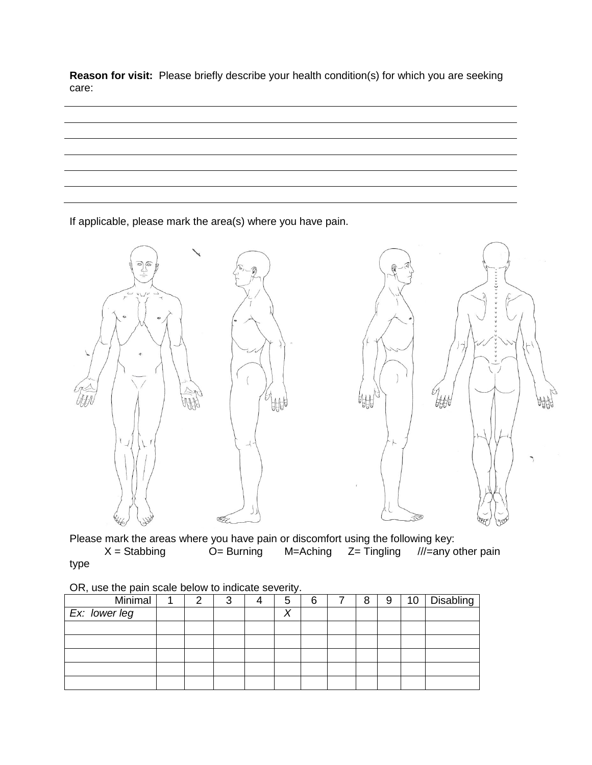**Reason for visit:** Please briefly describe your health condition(s) for which you are seeking care:

_______________________________________________________________________________

_______________________________________________________________________________

_______________________________________________________________________________

_______________________________________________________________________________

_______________________________________________________________________________

_______________________________________________________________________________

If applicable, please mark the area(s) where you have pain.

Please mark the areas where you have pain or discomfort using the following key:
X = Stabbing O= Burning M=Aching Z= Tingling ///=any other pain type

OR, use the pain scale below to indicate severity.

| Minimal | 1 | 2 | 3 | 4 | 5 | 6 | 7 | 8 | 9 | 10 | Disabling |
|---|---|---|---|---|---|---|---|---|---|---|---|
| *Ex: lower leg* | | | | | *X* | | | | | | |
| | | | | | | | | | | | |
| | | | | | | | | | | | |
| | | | | | | | | | | | |
| | | | | | | | | | | | |
| | | | | | | | | | | | |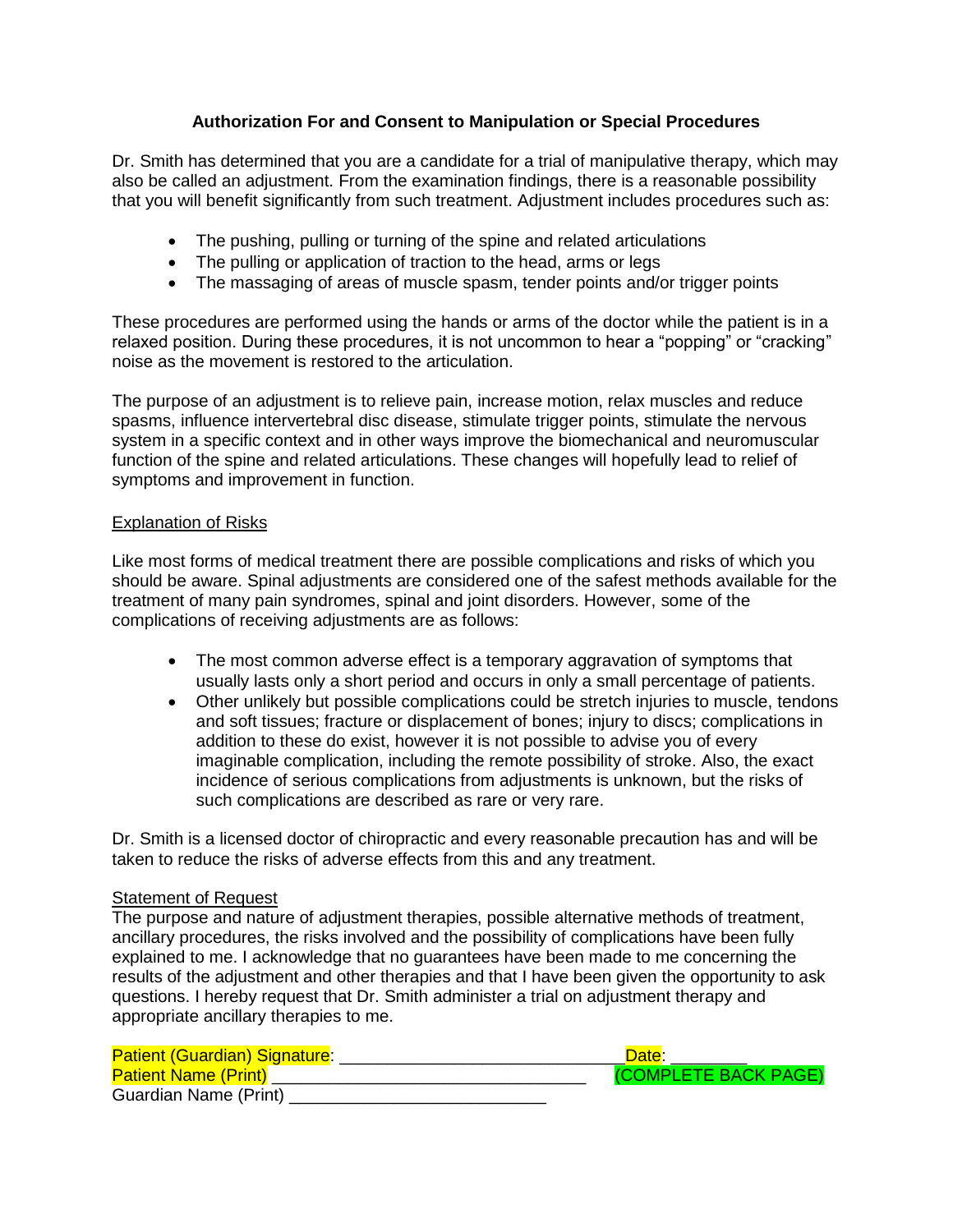**Authorization For and Consent to Manipulation or Special Procedures**

Dr. Smith has determined that you are a candidate for a trial of manipulative therapy, which may also be called an adjustment. From the examination findings, there is a reasonable possibility that you will benefit significantly from such treatment. Adjustment includes procedures such as:

- The pushing, pulling or turning of the spine and related articulations
- The pulling or application of traction to the head, arms or legs
- The massaging of areas of muscle spasm, tender points and/or trigger points

These procedures are performed using the hands or arms of the doctor while the patient is in a relaxed position. During these procedures, it is not uncommon to hear a "popping" or "cracking" noise as the movement is restored to the articulation.

The purpose of an adjustment is to relieve pain, increase motion, relax muscles and reduce spasms, influence intervertebral disc disease, stimulate trigger points, stimulate the nervous system in a specific context and in other ways improve the biomechanical and neuromuscular function of the spine and related articulations. These changes will hopefully lead to relief of symptoms and improvement in function.

Explanation of Risks

Like most forms of medical treatment there are possible complications and risks of which you should be aware. Spinal adjustments are considered one of the safest methods available for the treatment of many pain syndromes, spinal and joint disorders. However, some of the complications of receiving adjustments are as follows:

- The most common adverse effect is a temporary aggravation of symptoms that usually lasts only a short period and occurs in only a small percentage of patients.
- Other unlikely but possible complications could be stretch injuries to muscle, tendons and soft tissues; fracture or displacement of bones; injury to discs; complications in addition to these do exist, however it is not possible to advise you of every imaginable complication, including the remote possibility of stroke. Also, the exact incidence of serious complications from adjustments is unknown, but the risks of such complications are described as rare or very rare.

Dr. Smith is a licensed doctor of chiropractic and every reasonable precaution has and will be taken to reduce the risks of adverse effects from this and any treatment.

Statement of Request

The purpose and nature of adjustment therapies, possible alternative methods of treatment, ancillary procedures, the risks involved and the possibility of complications have been fully explained to me. I acknowledge that no guarantees have been made to me concerning the results of the adjustment and other therapies and that I have been given the opportunity to ask questions. I hereby request that Dr. Smith administer a trial on adjustment therapy and appropriate ancillary therapies to me.

Patient (Guardian) Signature: ______________________________ Date: ________

Patient Name (Print) _________________________________ (COMPLETE BACK PAGE)

Guardian Name (Print) ___________________________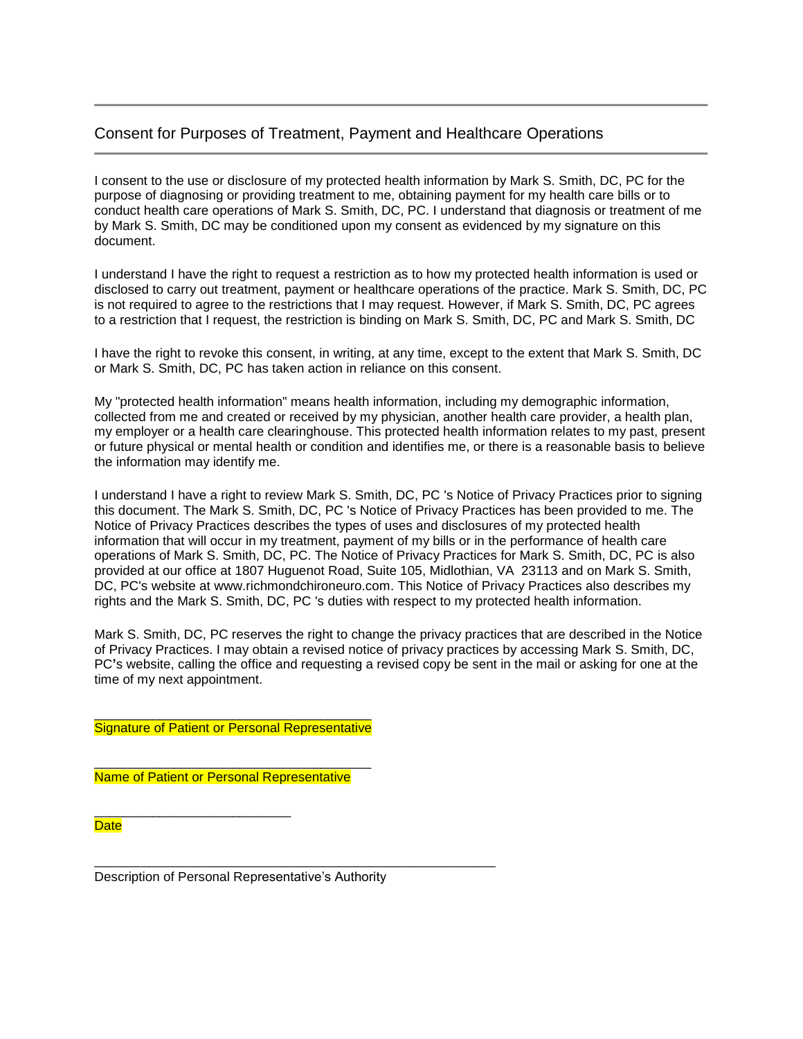## Consent for Purposes of Treatment, Payment and Healthcare Operations

I consent to the use or disclosure of my protected health information by Mark S. Smith, DC, PC for the purpose of diagnosing or providing treatment to me, obtaining payment for my health care bills or to conduct health care operations of Mark S. Smith, DC, PC. I understand that diagnosis or treatment of me by Mark S. Smith, DC may be conditioned upon my consent as evidenced by my signature on this document.

I understand I have the right to request a restriction as to how my protected health information is used or disclosed to carry out treatment, payment or healthcare operations of the practice. Mark S. Smith, DC, PC is not required to agree to the restrictions that I may request. However, if Mark S. Smith, DC, PC agrees to a restriction that I request, the restriction is binding on Mark S. Smith, DC, PC and Mark S. Smith, DC

I have the right to revoke this consent, in writing, at any time, except to the extent that Mark S. Smith, DC or Mark S. Smith, DC, PC has taken action in reliance on this consent.

My "protected health information" means health information, including my demographic information, collected from me and created or received by my physician, another health care provider, a health plan, my employer or a health care clearinghouse. This protected health information relates to my past, present or future physical or mental health or condition and identifies me, or there is a reasonable basis to believe the information may identify me.

I understand I have a right to review Mark S. Smith, DC, PC 's Notice of Privacy Practices prior to signing this document. The Mark S. Smith, DC, PC 's Notice of Privacy Practices has been provided to me. The Notice of Privacy Practices describes the types of uses and disclosures of my protected health information that will occur in my treatment, payment of my bills or in the performance of health care operations of Mark S. Smith, DC, PC. The Notice of Privacy Practices for Mark S. Smith, DC, PC is also provided at our office at 1807 Huguenot Road, Suite 105, Midlothian, VA 23113 and on Mark S. Smith, DC, PC's website at www.richmondchironeuro.com. This Notice of Privacy Practices also describes my rights and the Mark S. Smith, DC, PC 's duties with respect to my protected health information.

Mark S. Smith, DC, PC reserves the right to change the privacy practices that are described in the Notice of Privacy Practices. I may obtain a revised notice of privacy practices by accessing Mark S. Smith, DC, PC's website, calling the office and requesting a revised copy be sent in the mail or asking for one at the time of my next appointment.

\_\_\_\_\_\_\_\_\_\_\_\_\_\_\_\_\_\_\_\_\_\_\_\_\_\_\_\_\_\_\_\_\_\_\_\_\_\_\_\_\_\_
Signature of Patient or Personal Representative

\_\_\_\_\_\_\_\_\_\_\_\_\_\_\_\_\_\_\_\_\_\_\_\_\_\_\_\_\_\_\_\_\_\_\_\_\_\_\_\_\_\_
Name of Patient or Personal Representative

\_\_\_\_\_\_\_\_\_\_\_\_\_\_\_\_\_\_\_\_\_\_\_\_\_\_\_\_\_\_
Date

\_\_\_\_\_\_\_\_\_\_\_\_\_\_\_\_\_\_\_\_\_\_\_\_\_\_\_\_\_\_\_\_\_\_\_\_\_\_\_\_\_\_\_\_\_\_\_\_\_\_\_\_\_\_\_\_\_\_\_\_
Description of Personal Representative's Authority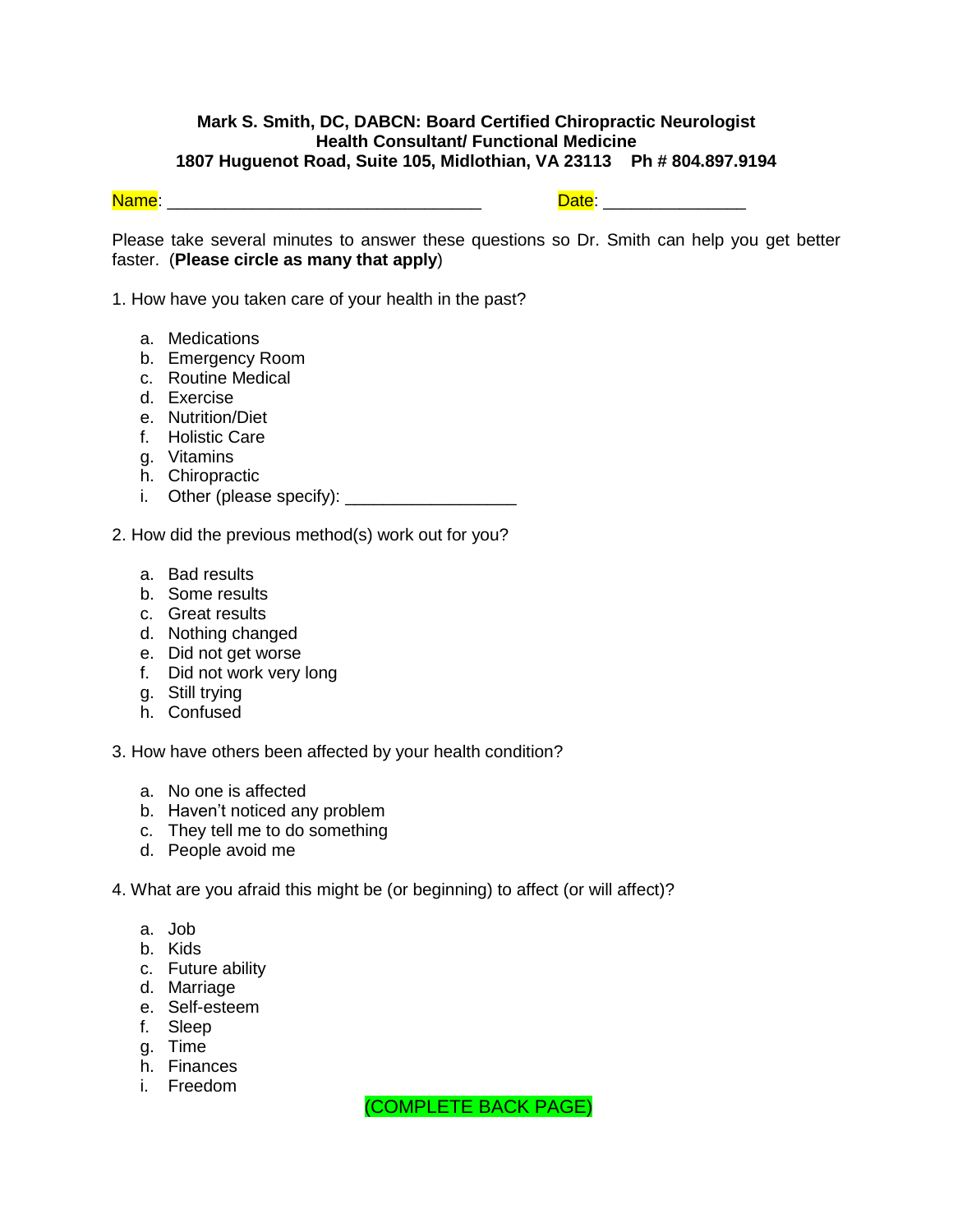**Mark S. Smith, DC, DABCN: Board Certified Chiropractic Neurologist**
**Health Consultant/ Functional Medicine**
**1807 Huguenot Road, Suite 105, Midlothian, VA 23113 Ph # 804.897.9194**

Name: ________________________________ Date: _______________

Please take several minutes to answer these questions so Dr. Smith can help you get better faster. (**Please circle as many that apply**)

1. How have you taken care of your health in the past?

   a. Medications
   b. Emergency Room
   c. Routine Medical
   d. Exercise
   e. Nutrition/Diet
   f. Holistic Care
   g. Vitamins
   h. Chiropractic
   i. Other (please specify): __________________

2. How did the previous method(s) work out for you?

   a. Bad results
   b. Some results
   c. Great results
   d. Nothing changed
   e. Did not get worse
   f. Did not work very long
   g. Still trying
   h. Confused

3. How have others been affected by your health condition?

   a. No one is affected
   b. Haven't noticed any problem
   c. They tell me to do something
   d. People avoid me

4. What are you afraid this might be (or beginning) to affect (or will affect)?

   a. Job
   b. Kids
   c. Future ability
   d. Marriage
   e. Self-esteem
   f. Sleep
   g. Time
   h. Finances
   i. Freedom

(COMPLETE BACK PAGE)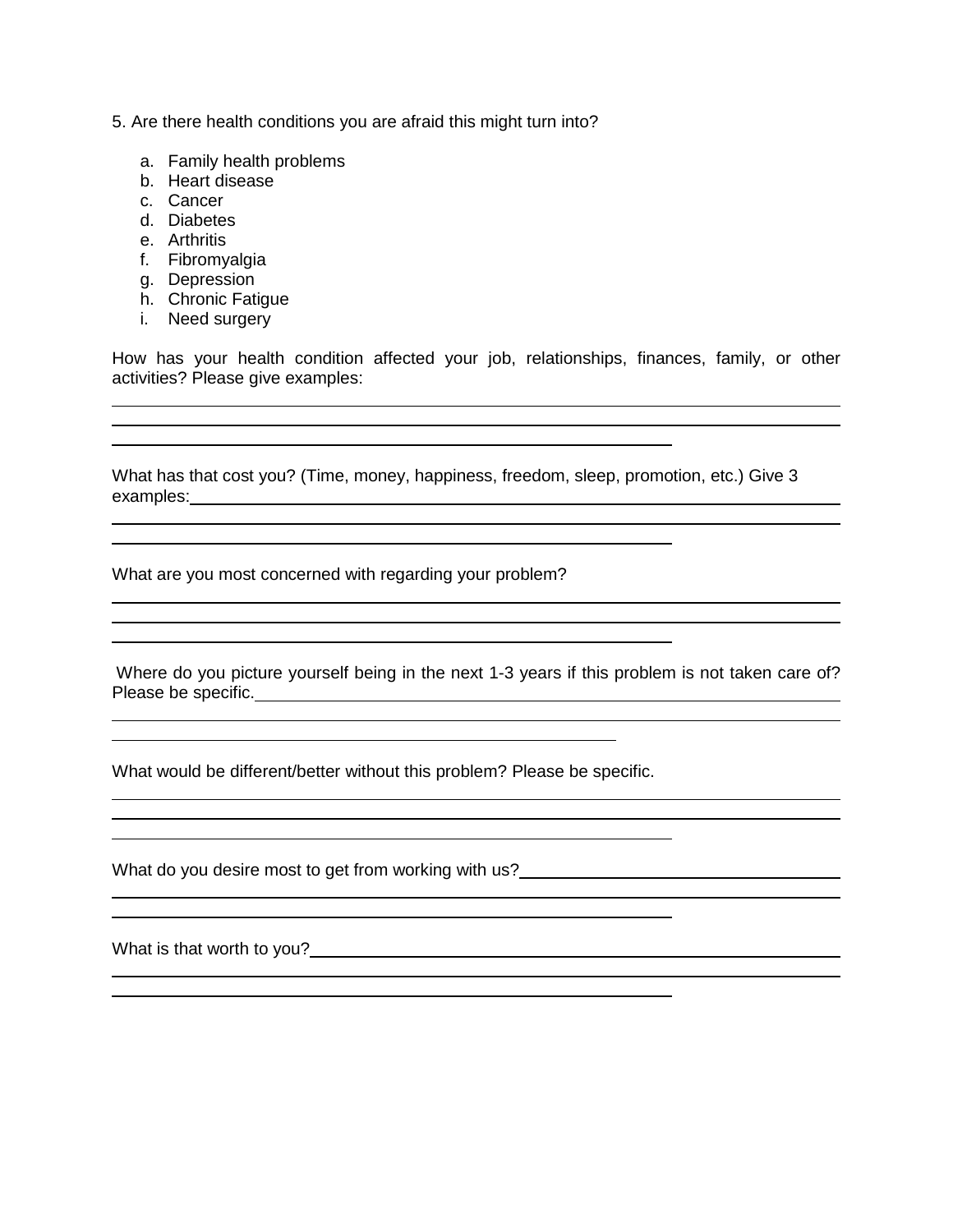5. Are there health conditions you are afraid this might turn into?

a. Family health problems
b. Heart disease
c. Cancer
d. Diabetes
e. Arthritis
f. Fibromyalgia
g. Depression
h. Chronic Fatigue
i. Need surgery

How has your health condition affected your job, relationships, finances, family, or other activities? Please give examples:

What has that cost you? (Time, money, happiness, freedom, sleep, promotion, etc.) Give 3 examples:

What are you most concerned with regarding your problem?

Where do you picture yourself being in the next 1-3 years if this problem is not taken care of? Please be specific.

What would be different/better without this problem? Please be specific.

What do you desire most to get from working with us?

What is that worth to you?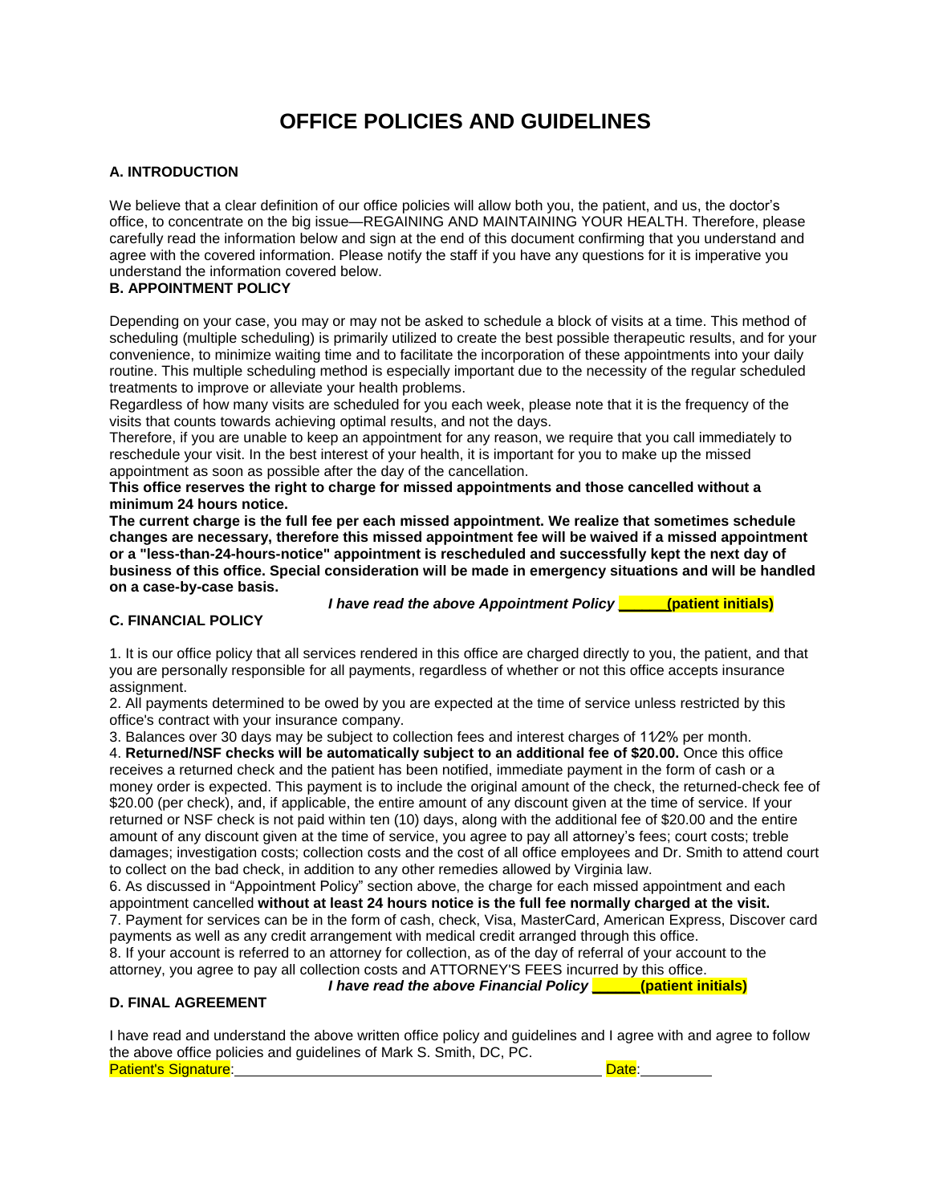# OFFICE POLICIES AND GUIDELINES

## A. INTRODUCTION

We believe that a clear definition of our office policies will allow both you, the patient, and us, the doctor's office, to concentrate on the big issue—REGAINING AND MAINTAINING YOUR HEALTH. Therefore, please carefully read the information below and sign at the end of this document confirming that you understand and agree with the covered information. Please notify the staff if you have any questions for it is imperative you understand the information covered below.

## B. APPOINTMENT POLICY

Depending on your case, you may or may not be asked to schedule a block of visits at a time. This method of scheduling (multiple scheduling) is primarily utilized to create the best possible therapeutic results, and for your convenience, to minimize waiting time and to facilitate the incorporation of these appointments into your daily routine. This multiple scheduling method is especially important due to the necessity of the regular scheduled treatments to improve or alleviate your health problems.

Regardless of how many visits are scheduled for you each week, please note that it is the frequency of the visits that counts towards achieving optimal results, and not the days.

Therefore, if you are unable to keep an appointment for any reason, we require that you call immediately to reschedule your visit. In the best interest of your health, it is important for you to make up the missed appointment as soon as possible after the day of the cancellation.

**This office reserves the right to charge for missed appointments and those cancelled without a minimum 24 hours notice.**

**The current charge is the full fee per each missed appointment. We realize that sometimes schedule changes are necessary, therefore this missed appointment fee will be waived if a missed appointment or a "less-than-24-hours-notice" appointment is rescheduled and successfully kept the next day of business of this office. Special consideration will be made in emergency situations and will be handled on a case-by-case basis.**

***I have read the above Appointment Policy*** **______(patient initials)**

## C. FINANCIAL POLICY

1. It is our office policy that all services rendered in this office are charged directly to you, the patient, and that you are personally responsible for all payments, regardless of whether or not this office accepts insurance assignment.
2. All payments determined to be owed by you are expected at the time of service unless restricted by this office's contract with your insurance company.
3. Balances over 30 days may be subject to collection fees and interest charges of 1½% per month.
4. **Returned/NSF checks will be automatically subject to an additional fee of $20.00.** Once this office receives a returned check and the patient has been notified, immediate payment in the form of cash or a money order is expected. This payment is to include the original amount of the check, the returned-check fee of $20.00 (per check), and, if applicable, the entire amount of any discount given at the time of service. If your returned or NSF check is not paid within ten (10) days, along with the additional fee of $20.00 and the entire amount of any discount given at the time of service, you agree to pay all attorney's fees; court costs; treble damages; investigation costs; collection costs and the cost of all office employees and Dr. Smith to attend court to collect on the bad check, in addition to any other remedies allowed by Virginia law.
6. As discussed in "Appointment Policy" section above, the charge for each missed appointment and each appointment cancelled **without at least 24 hours notice is the full fee normally charged at the visit.**
7. Payment for services can be in the form of cash, check, Visa, MasterCard, American Express, Discover card payments as well as any credit arrangement with medical credit arranged through this office.
8. If your account is referred to an attorney for collection, as of the day of referral of your account to the attorney, you agree to pay all collection costs and ATTORNEY'S FEES incurred by this office.

***I have read the above Financial Policy*** **______(patient initials)**

## D. FINAL AGREEMENT

I have read and understand the above written office policy and guidelines and I agree with and agree to follow the above office policies and guidelines of Mark S. Smith, DC, PC.

Patient's Signature:_____________________________________________ Date:_________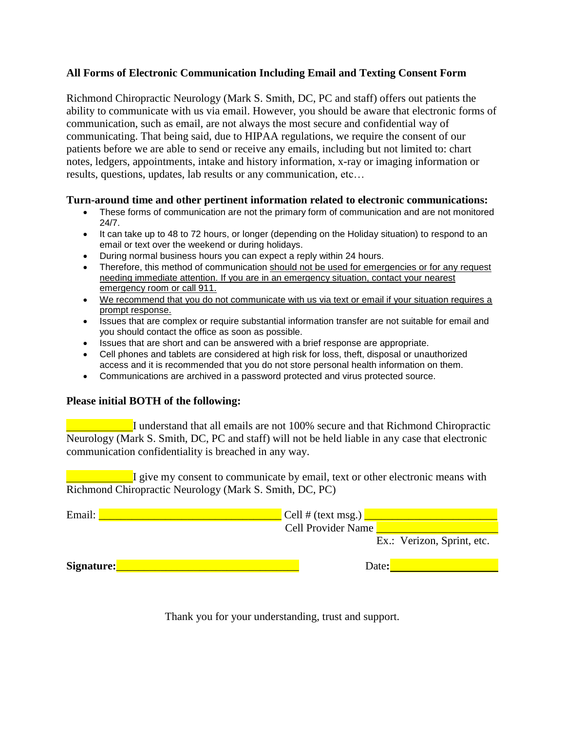### All Forms of Electronic Communication Including Email and Texting Consent Form

Richmond Chiropractic Neurology (Mark S. Smith, DC, PC and staff) offers out patients the ability to communicate with us via email. However, you should be aware that electronic forms of communication, such as email, are not always the most secure and confidential way of communicating. That being said, due to HIPAA regulations, we require the consent of our patients before we are able to send or receive any emails, including but not limited to: chart notes, ledgers, appointments, intake and history information, x-ray or imaging information or results, questions, updates, lab results or any communication, etc…

**Turn-around time and other pertinent information related to electronic communications:**

- These forms of communication are not the primary form of communication and are not monitored 24/7.
- It can take up to 48 to 72 hours, or longer (depending on the Holiday situation) to respond to an email or text over the weekend or during holidays.
- During normal business hours you can expect a reply within 24 hours.
- Therefore, this method of communication <u>should not be used for emergencies or for any request needing immediate attention. If you are in an emergency situation, contact your nearest emergency room or call 911.</u>
- <u>We recommend that you do not communicate with us via text or email if your situation requires a prompt response.</u>
- Issues that are complex or require substantial information transfer are not suitable for email and you should contact the office as soon as possible.
- Issues that are short and can be answered with a brief response are appropriate.
- Cell phones and tablets are considered at high risk for loss, theft, disposal or unauthorized access and it is recommended that you do not store personal health information on them.
- Communications are archived in a password protected and virus protected source.

**Please initial BOTH of the following:**

___________I understand that all emails are not 100% secure and that Richmond Chiropractic Neurology (Mark S. Smith, DC, PC and staff) will not be held liable in any case that electronic communication confidentiality is breached in any way.

___________I give my consent to communicate by email, text or other electronic means with Richmond Chiropractic Neurology (Mark S. Smith, DC, PC)

Email: ______________________________ Cell # (text msg.) ____________________

Cell Provider Name ____________________

Ex.: Verizon, Sprint, etc.

**Signature:**______________________________ Date**:**__________________

Thank you for your understanding, trust and support.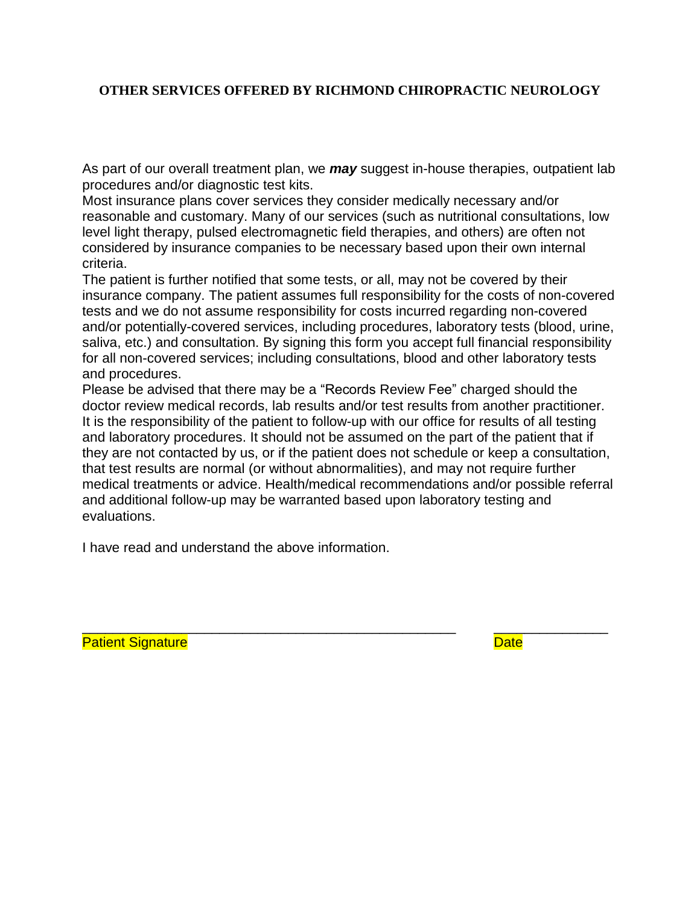**OTHER SERVICES OFFERED BY RICHMOND CHIROPRACTIC NEUROLOGY**

As part of our overall treatment plan, we ***may*** suggest in-house therapies, outpatient lab procedures and/or diagnostic test kits.

Most insurance plans cover services they consider medically necessary and/or reasonable and customary. Many of our services (such as nutritional consultations, low level light therapy, pulsed electromagnetic field therapies, and others) are often not considered by insurance companies to be necessary based upon their own internal criteria.

The patient is further notified that some tests, or all, may not be covered by their insurance company. The patient assumes full responsibility for the costs of non-covered tests and we do not assume responsibility for costs incurred regarding non-covered and/or potentially-covered services, including procedures, laboratory tests (blood, urine, saliva, etc.) and consultation. By signing this form you accept full financial responsibility for all non-covered services; including consultations, blood and other laboratory tests and procedures.

Please be advised that there may be a "Records Review Fee" charged should the doctor review medical records, lab results and/or test results from another practitioner. It is the responsibility of the patient to follow-up with our office for results of all testing and laboratory procedures. It should not be assumed on the part of the patient that if they are not contacted by us, or if the patient does not schedule or keep a consultation, that test results are normal (or without abnormalities), and may not require further medical treatments or advice. Health/medical recommendations and/or possible referral and additional follow-up may be warranted based upon laboratory testing and evaluations.

I have read and understand the above information.

_________________________________________________ ______________

Patient Signature Date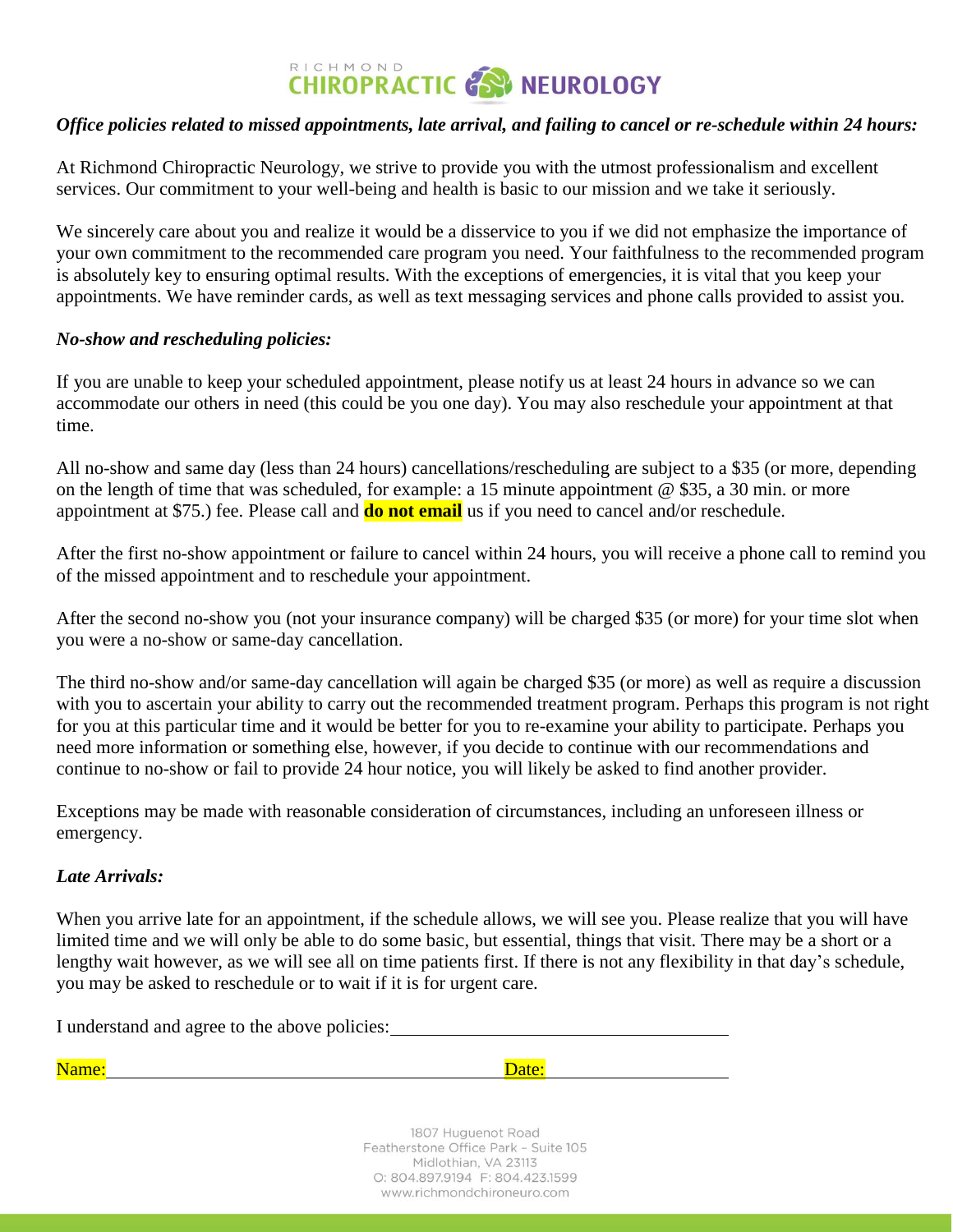RICHMOND CHIROPRACTIC NEUROLOGY

***Office policies related to missed appointments, late arrival, and failing to cancel or re-schedule within 24 hours:***

At Richmond Chiropractic Neurology, we strive to provide you with the utmost professionalism and excellent services. Our commitment to your well-being and health is basic to our mission and we take it seriously.

We sincerely care about you and realize it would be a disservice to you if we did not emphasize the importance of your own commitment to the recommended care program you need. Your faithfulness to the recommended program is absolutely key to ensuring optimal results. With the exceptions of emergencies, it is vital that you keep your appointments. We have reminder cards, as well as text messaging services and phone calls provided to assist you.

***No-show and rescheduling policies:***

If you are unable to keep your scheduled appointment, please notify us at least 24 hours in advance so we can accommodate our others in need (this could be you one day). You may also reschedule your appointment at that time.

All no-show and same day (less than 24 hours) cancellations/rescheduling are subject to a $35 (or more, depending on the length of time that was scheduled, for example: a 15 minute appointment @ $35, a 30 min. or more appointment at $75.) fee. Please call and **do not email** us if you need to cancel and/or reschedule.

After the first no-show appointment or failure to cancel within 24 hours, you will receive a phone call to remind you of the missed appointment and to reschedule your appointment.

After the second no-show you (not your insurance company) will be charged $35 (or more) for your time slot when you were a no-show or same-day cancellation.

The third no-show and/or same-day cancellation will again be charged $35 (or more) as well as require a discussion with you to ascertain your ability to carry out the recommended treatment program. Perhaps this program is not right for you at this particular time and it would be better for you to re-examine your ability to participate. Perhaps you need more information or something else, however, if you decide to continue with our recommendations and continue to no-show or fail to provide 24 hour notice, you will likely be asked to find another provider.

Exceptions may be made with reasonable consideration of circumstances, including an unforeseen illness or emergency.

***Late Arrivals:***

When you arrive late for an appointment, if the schedule allows, we will see you. Please realize that you will have limited time and we will only be able to do some basic, but essential, things that visit. There may be a short or a lengthy wait however, as we will see all on time patients first. If there is not any flexibility in that day's schedule, you may be asked to reschedule or to wait if it is for urgent care.

I understand and agree to the above policies: ______________________________

Name: ______________________________ Date: ______________

1807 Huguenot Road
Featherstone Office Park – Suite 105
Midlothian, VA 23113
O: 804.897.9194 F: 804.423.1599
www.richmondchironeuro.com